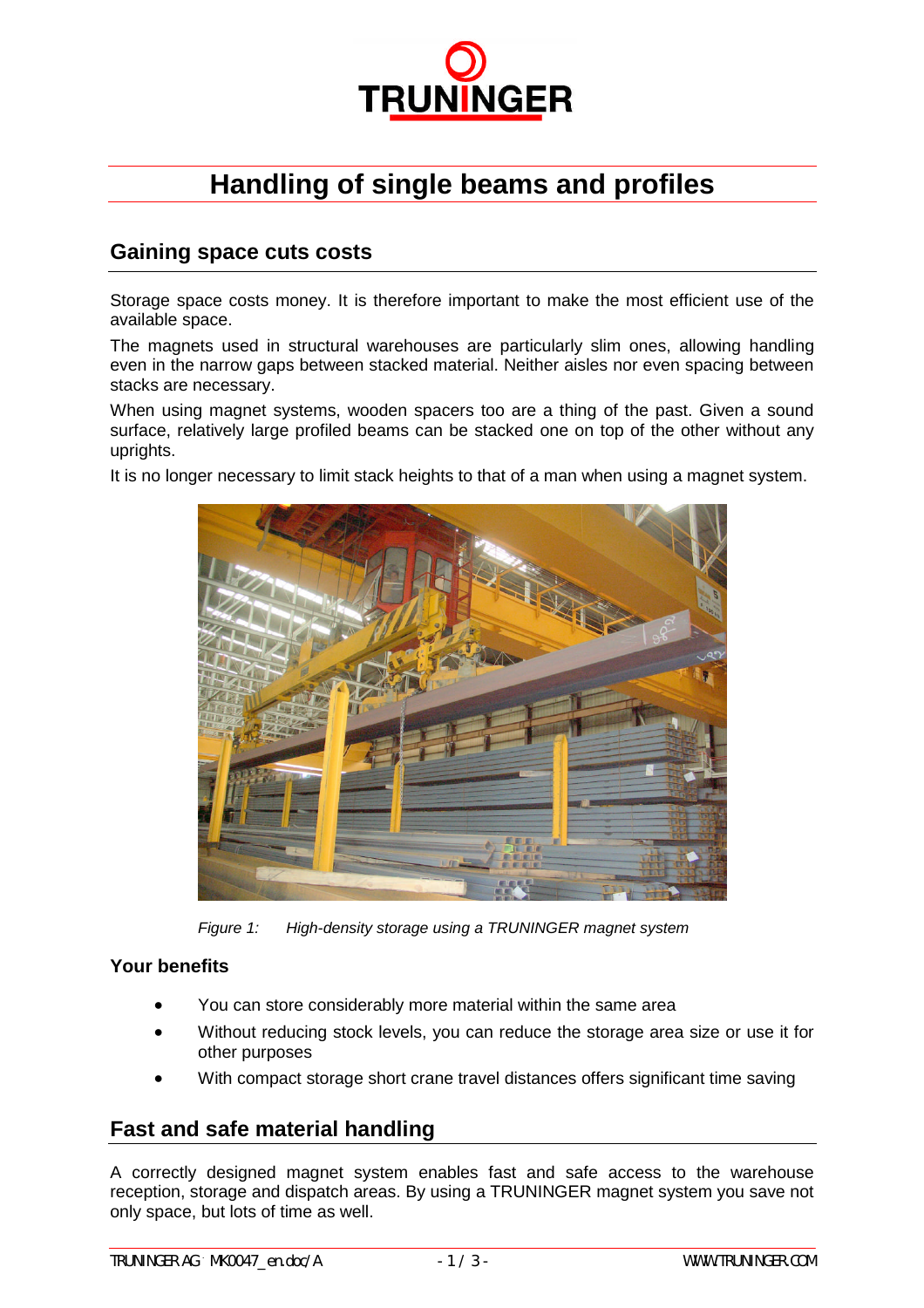TRUNINGER

# Handling of single beams and profiles

## Gaining space cuts costs

Storage space costs money. It is therefore important to make the most efficient use of the available space.

The magnets used in structural warehouses are particularly slim ones, allowing handling even in the narrow gaps between stacked material. Neither aisles nor even spacing between stacks are necessary.

When using magnet systems, wooden spacers too are a thing of the past. Given a sound surface, relatively large profiled beams can be stacked one on top of the other without any uprights.

It is no longer necessary to limit stack heights to that of a man when using a magnet system.

*Figure 1: High-density storage using a TRUNINGER magnet system*

### Your benefits

- You can store considerably more material within the same area
- Without reducing stock levels, you can reduce the storage area size or use it for other purposes
- With compact storage short crane travel distances offers significant time saving

## Fast and safe material handling

A correctly designed magnet system enables fast and safe access to the warehouse reception, storage and dispatch areas. By using a TRUNINGER magnet system you save not only space, but lots of time as well.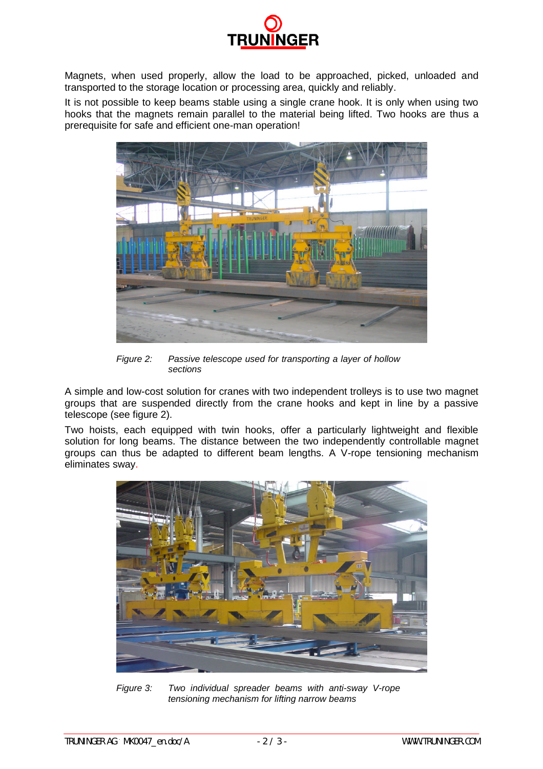Magnets, when used properly, allow the load to be approached, picked, unloaded and transported to the storage location or processing area, quickly and reliably.

It is not possible to keep beams stable using a single crane hook. It is only when using two hooks that the magnets remain parallel to the material being lifted. Two hooks are thus a prerequisite for safe and efficient one-man operation!

*Figure 2: Passive telescope used for transporting a layer of hollow sections*

A simple and low-cost solution for cranes with two independent trolleys is to use two magnet groups that are suspended directly from the crane hooks and kept in line by a passive telescope (see figure 2).

Two hoists, each equipped with twin hooks, offer a particularly lightweight and flexible solution for long beams. The distance between the two independently controllable magnet groups can thus be adapted to different beam lengths. A V-rope tensioning mechanism eliminates sway.

*Figure 3: Two individual spreader beams with anti-sway V-rope tensioning mechanism for lifting narrow beams*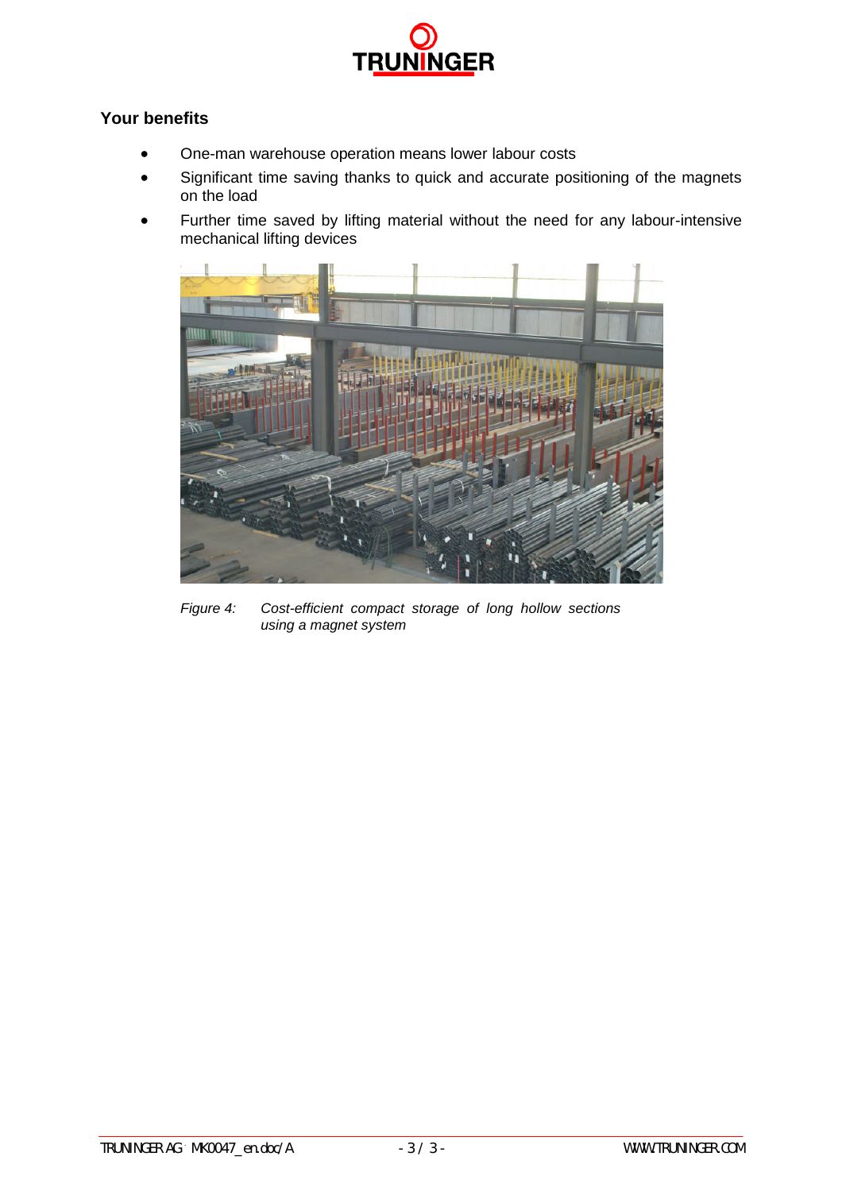## Your benefits

- One-man warehouse operation means lower labour costs
- Significant time saving thanks to quick and accurate positioning of the magnets on the load
- Further time saved by lifting material without the need for any labour-intensive mechanical lifting devices

*Figure 4: Cost-efficient compact storage of long hollow sections using a magnet system*